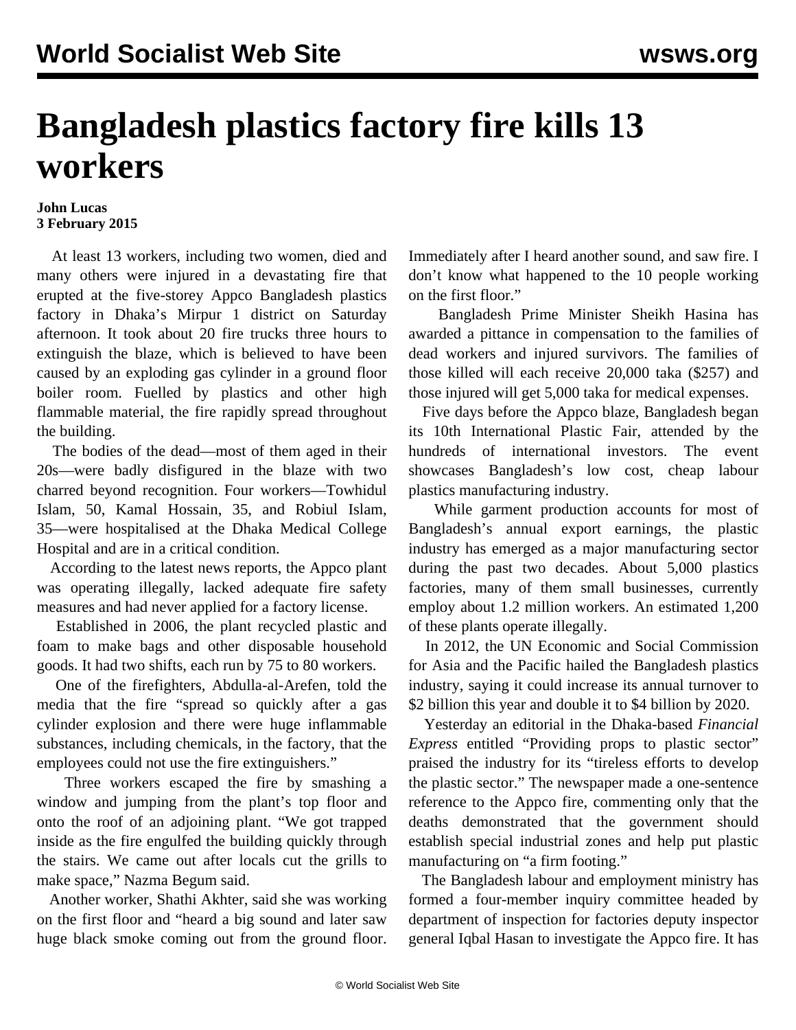# Bangladesh plastics factory fire kills 13 workers

**John Lucas**
**3 February 2015**

At least 13 workers, including two women, died and many others were injured in a devastating fire that erupted at the five-storey Appco Bangladesh plastics factory in Dhaka's Mirpur 1 district on Saturday afternoon. It took about 20 fire trucks three hours to extinguish the blaze, which is believed to have been caused by an exploding gas cylinder in a ground floor boiler room. Fuelled by plastics and other high flammable material, the fire rapidly spread throughout the building.

The bodies of the dead—most of them aged in their 20s—were badly disfigured in the blaze with two charred beyond recognition. Four workers—Towhidul Islam, 50, Kamal Hossain, 35, and Robiul Islam, 35—were hospitalised at the Dhaka Medical College Hospital and are in a critical condition.

According to the latest news reports, the Appco plant was operating illegally, lacked adequate fire safety measures and had never applied for a factory license.

Established in 2006, the plant recycled plastic and foam to make bags and other disposable household goods. It had two shifts, each run by 75 to 80 workers.

One of the firefighters, Abdulla-al-Arefen, told the media that the fire "spread so quickly after a gas cylinder explosion and there were huge inflammable substances, including chemicals, in the factory, that the employees could not use the fire extinguishers."

Three workers escaped the fire by smashing a window and jumping from the plant's top floor and onto the roof of an adjoining plant. "We got trapped inside as the fire engulfed the building quickly through the stairs. We came out after locals cut the grills to make space," Nazma Begum said.

Another worker, Shathi Akhter, said she was working on the first floor and "heard a big sound and later saw huge black smoke coming out from the ground floor. Immediately after I heard another sound, and saw fire. I don't know what happened to the 10 people working on the first floor."

Bangladesh Prime Minister Sheikh Hasina has awarded a pittance in compensation to the families of dead workers and injured survivors. The families of those killed will each receive 20,000 taka ($257) and those injured will get 5,000 taka for medical expenses.

Five days before the Appco blaze, Bangladesh began its 10th International Plastic Fair, attended by the hundreds of international investors. The event showcases Bangladesh's low cost, cheap labour plastics manufacturing industry.

While garment production accounts for most of Bangladesh's annual export earnings, the plastic industry has emerged as a major manufacturing sector during the past two decades. About 5,000 plastics factories, many of them small businesses, currently employ about 1.2 million workers. An estimated 1,200 of these plants operate illegally.

In 2012, the UN Economic and Social Commission for Asia and the Pacific hailed the Bangladesh plastics industry, saying it could increase its annual turnover to $2 billion this year and double it to $4 billion by 2020.

Yesterday an editorial in the Dhaka-based *Financial Express* entitled "Providing props to plastic sector" praised the industry for its "tireless efforts to develop the plastic sector." The newspaper made a one-sentence reference to the Appco fire, commenting only that the deaths demonstrated that the government should establish special industrial zones and help put plastic manufacturing on "a firm footing."

The Bangladesh labour and employment ministry has formed a four-member inquiry committee headed by department of inspection for factories deputy inspector general Iqbal Hasan to investigate the Appco fire. It has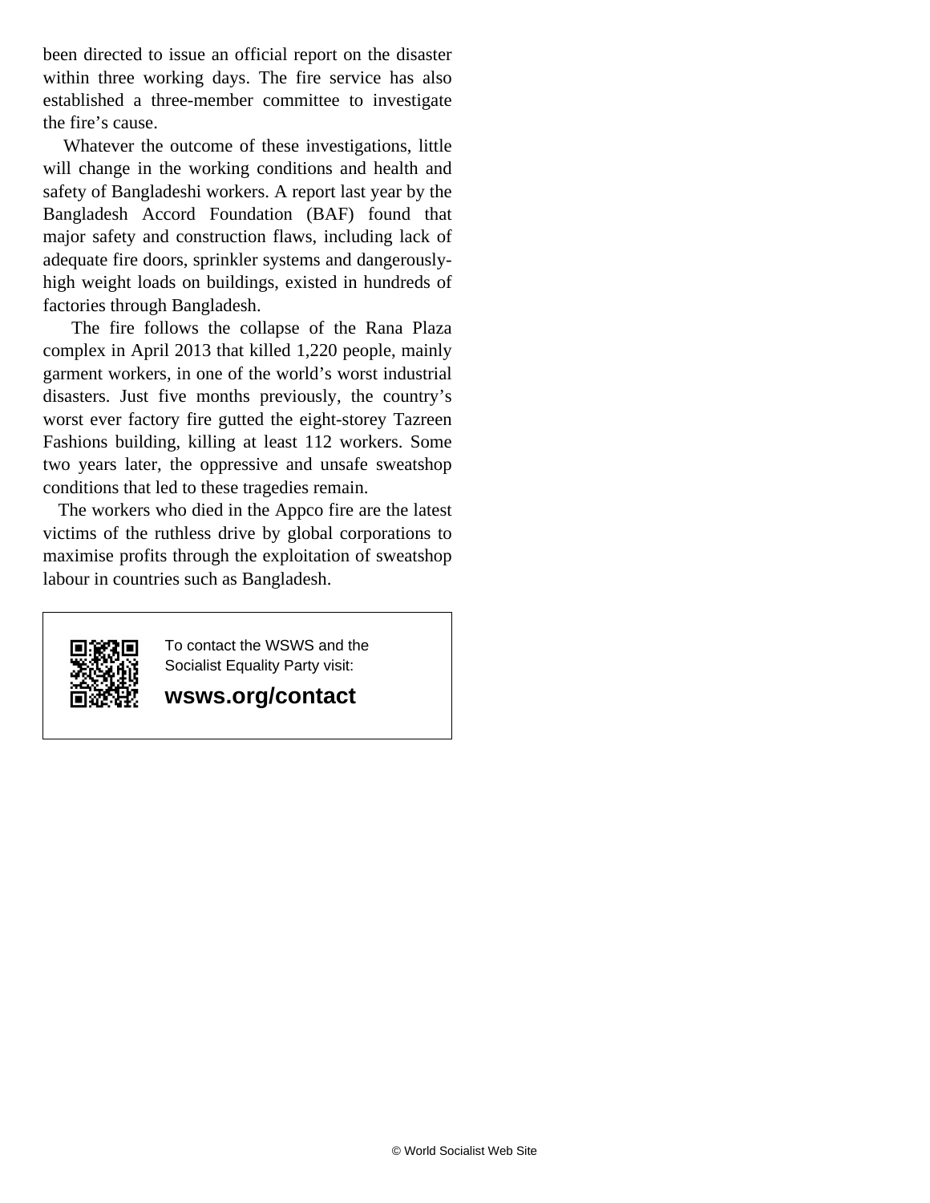been directed to issue an official report on the disaster within three working days. The fire service has also established a three-member committee to investigate the fire's cause.

Whatever the outcome of these investigations, little will change in the working conditions and health and safety of Bangladeshi workers. A report last year by the Bangladesh Accord Foundation (BAF) found that major safety and construction flaws, including lack of adequate fire doors, sprinkler systems and dangerously-high weight loads on buildings, existed in hundreds of factories through Bangladesh.

The fire follows the collapse of the Rana Plaza complex in April 2013 that killed 1,220 people, mainly garment workers, in one of the world's worst industrial disasters. Just five months previously, the country's worst ever factory fire gutted the eight-storey Tazreen Fashions building, killing at least 112 workers. Some two years later, the oppressive and unsafe sweatshop conditions that led to these tragedies remain.

The workers who died in the Appco fire are the latest victims of the ruthless drive by global corporations to maximise profits through the exploitation of sweatshop labour in countries such as Bangladesh.

To contact the WSWS and the Socialist Equality Party visit:

**wsws.org/contact**

© World Socialist Web Site